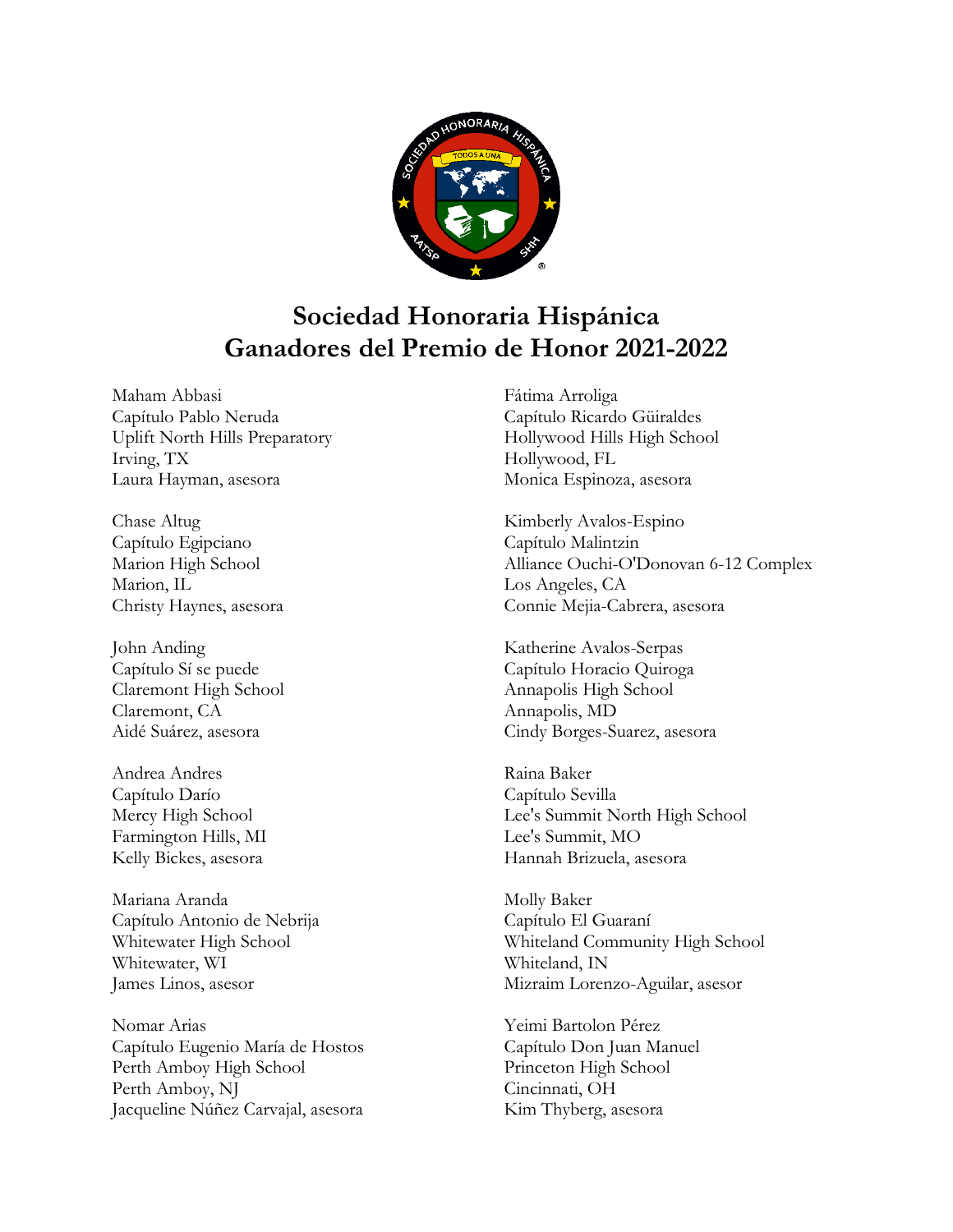# Sociedad Honoraria Hispánica
# Ganadores del Premio de Honor 2021-2022

Maham Abbasi
Capítulo Pablo Neruda
Uplift North Hills Preparatory
Irving, TX
Laura Hayman, asesora

Chase Altug
Capítulo Egipciano
Marion High School
Marion, IL
Christy Haynes, asesora

John Anding
Capítulo Sí se puede
Claremont High School
Claremont, CA
Aidé Suárez, asesora

Andrea Andres
Capítulo Darío
Mercy High School
Farmington Hills, MI
Kelly Bickes, asesora

Mariana Aranda
Capítulo Antonio de Nebrija
Whitewater High School
Whitewater, WI
James Linos, asesor

Nomar Arias
Capítulo Eugenio María de Hostos
Perth Amboy High School
Perth Amboy, NJ
Jacqueline Núñez Carvajal, asesora

Fátima Arroliga
Capítulo Ricardo Güiraldes
Hollywood Hills High School
Hollywood, FL
Monica Espinoza, asesora

Kimberly Avalos-Espino
Capítulo Malintzin
Alliance Ouchi-O'Donovan 6-12 Complex
Los Angeles, CA
Connie Mejia-Cabrera, asesora

Katherine Avalos-Serpas
Capítulo Horacio Quiroga
Annapolis High School
Annapolis, MD
Cindy Borges-Suarez, asesora

Raina Baker
Capítulo Sevilla
Lee's Summit North High School
Lee's Summit, MO
Hannah Brizuela, asesora

Molly Baker
Capítulo El Guaraní
Whiteland Community High School
Whiteland, IN
Mizraim Lorenzo-Aguilar, asesor

Yeimi Bartolon Pérez
Capítulo Don Juan Manuel
Princeton High School
Cincinnati, OH
Kim Thyberg, asesora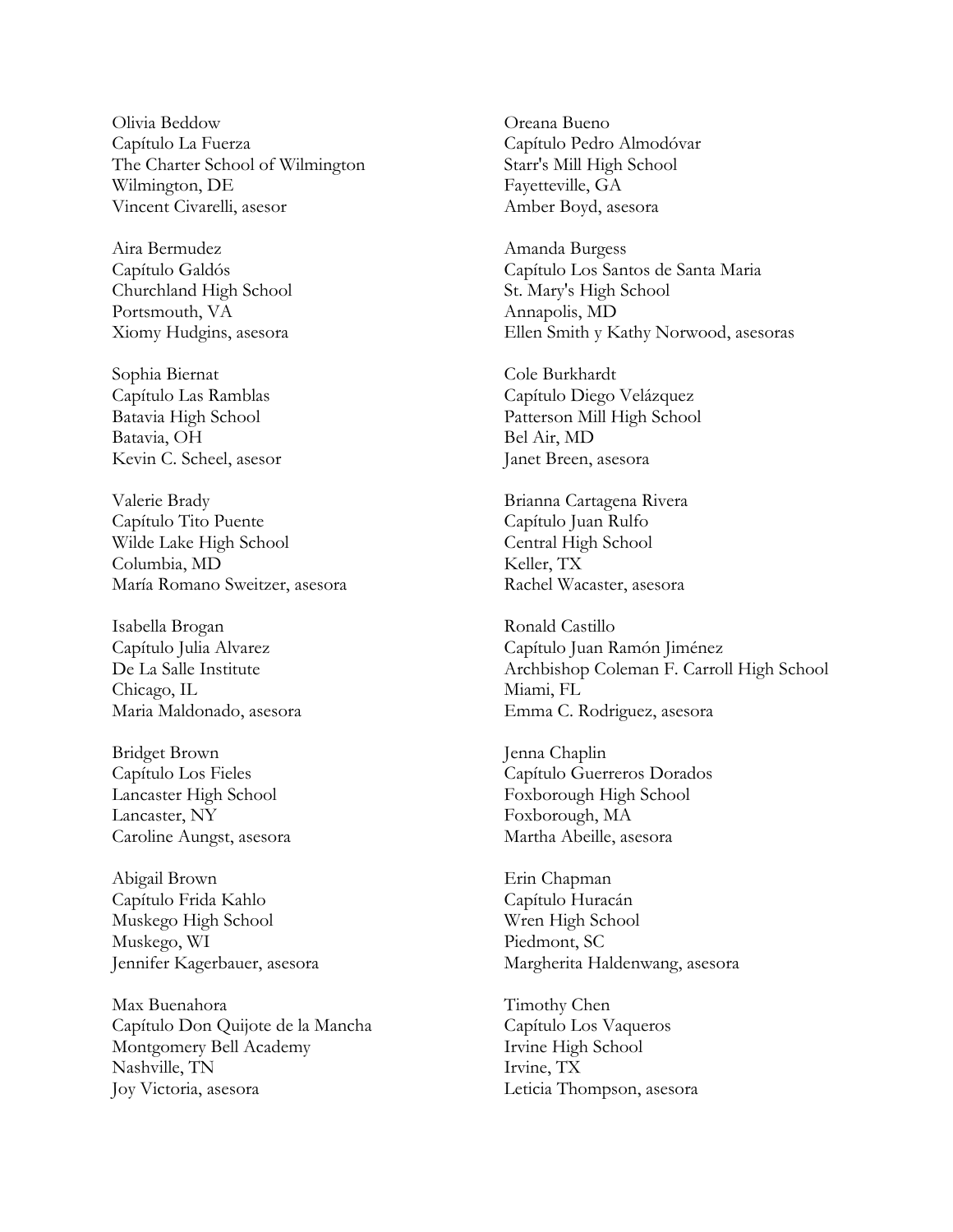Olivia Beddow
Capítulo La Fuerza
The Charter School of Wilmington
Wilmington, DE
Vincent Civarelli, asesor

Aira Bermudez
Capítulo Galdós
Churchland High School
Portsmouth, VA
Xiomy Hudgins, asesora

Sophia Biernat
Capítulo Las Ramblas
Batavia High School
Batavia, OH
Kevin C. Scheel, asesor

Valerie Brady
Capítulo Tito Puente
Wilde Lake High School
Columbia, MD
María Romano Sweitzer, asesora

Isabella Brogan
Capítulo Julia Alvarez
De La Salle Institute
Chicago, IL
Maria Maldonado, asesora

Bridget Brown
Capítulo Los Fieles
Lancaster High School
Lancaster, NY
Caroline Aungst, asesora

Abigail Brown
Capítulo Frida Kahlo
Muskego High School
Muskego, WI
Jennifer Kagerbauer, asesora

Max Buenahora
Capítulo Don Quijote de la Mancha
Montgomery Bell Academy
Nashville, TN
Joy Victoria, asesora

Oreana Bueno
Capítulo Pedro Almodóvar
Starr's Mill High School
Fayetteville, GA
Amber Boyd, asesora

Amanda Burgess
Capítulo Los Santos de Santa Maria
St. Mary's High School
Annapolis, MD
Ellen Smith y Kathy Norwood, asesoras

Cole Burkhardt
Capítulo Diego Velázquez
Patterson Mill High School
Bel Air, MD
Janet Breen, asesora

Brianna Cartagena Rivera
Capítulo Juan Rulfo
Central High School
Keller, TX
Rachel Wacaster, asesora

Ronald Castillo
Capítulo Juan Ramón Jiménez
Archbishop Coleman F. Carroll High School
Miami, FL
Emma C. Rodriguez, asesora

Jenna Chaplin
Capítulo Guerreros Dorados
Foxborough High School
Foxborough, MA
Martha Abeille, asesora

Erin Chapman
Capítulo Huracán
Wren High School
Piedmont, SC
Margherita Haldenwang, asesora

Timothy Chen
Capítulo Los Vaqueros
Irvine High School
Irvine, TX
Leticia Thompson, asesora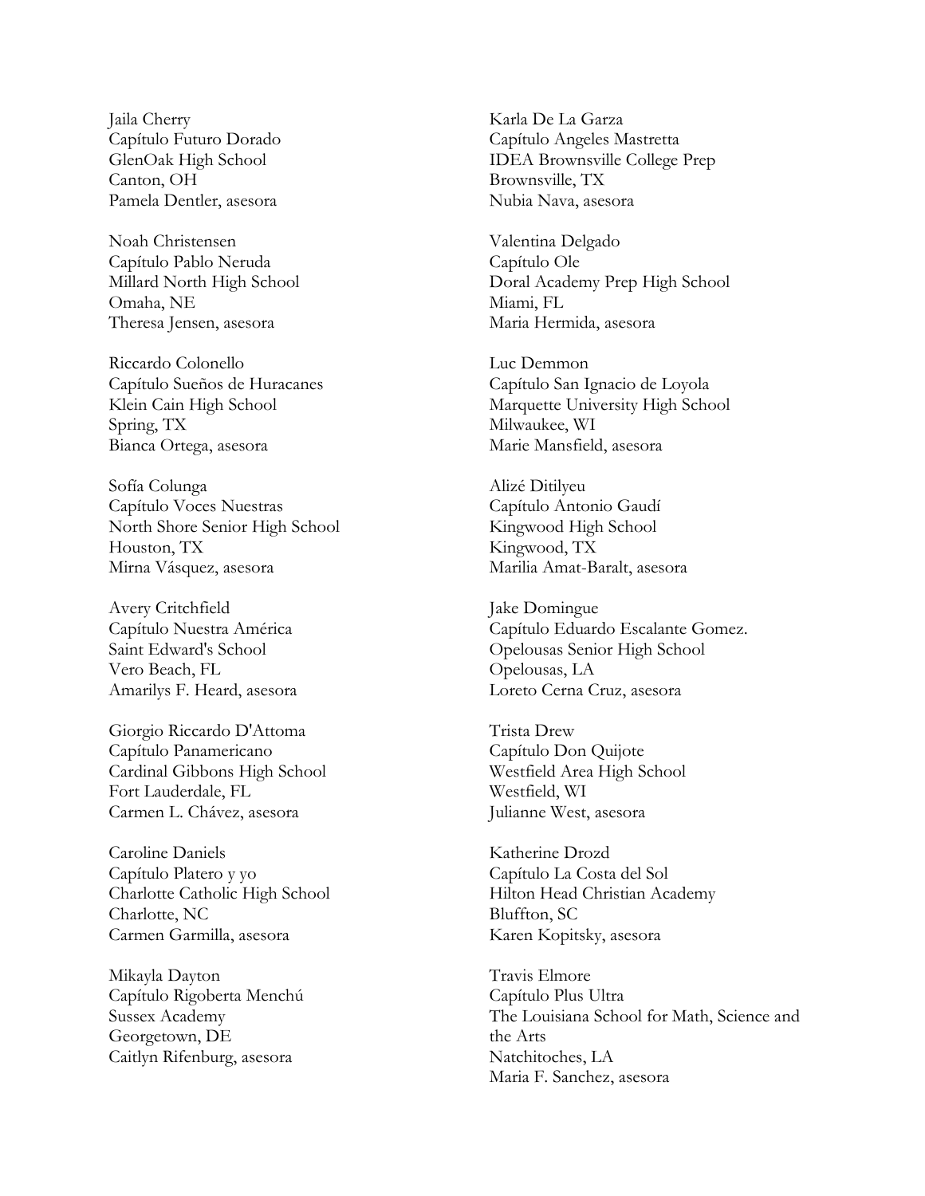Jaila Cherry
Capítulo Futuro Dorado
GlenOak High School
Canton, OH
Pamela Dentler, asesora

Noah Christensen
Capítulo Pablo Neruda
Millard North High School
Omaha, NE
Theresa Jensen, asesora

Riccardo Colonello
Capítulo Sueños de Huracanes
Klein Cain High School
Spring, TX
Bianca Ortega, asesora

Sofía Colunga
Capítulo Voces Nuestras
North Shore Senior High School
Houston, TX
Mirna Vásquez, asesora

Avery Critchfield
Capítulo Nuestra América
Saint Edward's School
Vero Beach, FL
Amarilys F. Heard, asesora

Giorgio Riccardo D'Attoma
Capítulo Panamericano
Cardinal Gibbons High School
Fort Lauderdale, FL
Carmen L. Chávez, asesora

Caroline Daniels
Capítulo Platero y yo
Charlotte Catholic High School
Charlotte, NC
Carmen Garmilla, asesora

Mikayla Dayton
Capítulo Rigoberta Menchú
Sussex Academy
Georgetown, DE
Caitlyn Rifenburg, asesora

Karla De La Garza
Capítulo Angeles Mastretta
IDEA Brownsville College Prep
Brownsville, TX
Nubia Nava, asesora

Valentina Delgado
Capítulo Ole
Doral Academy Prep High School
Miami, FL
Maria Hermida, asesora

Luc Demmon
Capítulo San Ignacio de Loyola
Marquette University High School
Milwaukee, WI
Marie Mansfield, asesora

Alizé Ditilyeu
Capítulo Antonio Gaudí
Kingwood High School
Kingwood, TX
Marilia Amat-Baralt, asesora

Jake Domingue
Capítulo Eduardo Escalante Gomez.
Opelousas Senior High School
Opelousas, LA
Loreto Cerna Cruz, asesora

Trista Drew
Capítulo Don Quijote
Westfield Area High School
Westfield, WI
Julianne West, asesora

Katherine Drozd
Capítulo La Costa del Sol
Hilton Head Christian Academy
Bluffton, SC
Karen Kopitsky, asesora

Travis Elmore
Capítulo Plus Ultra
The Louisiana School for Math, Science and the Arts
Natchitoches, LA
Maria F. Sanchez, asesora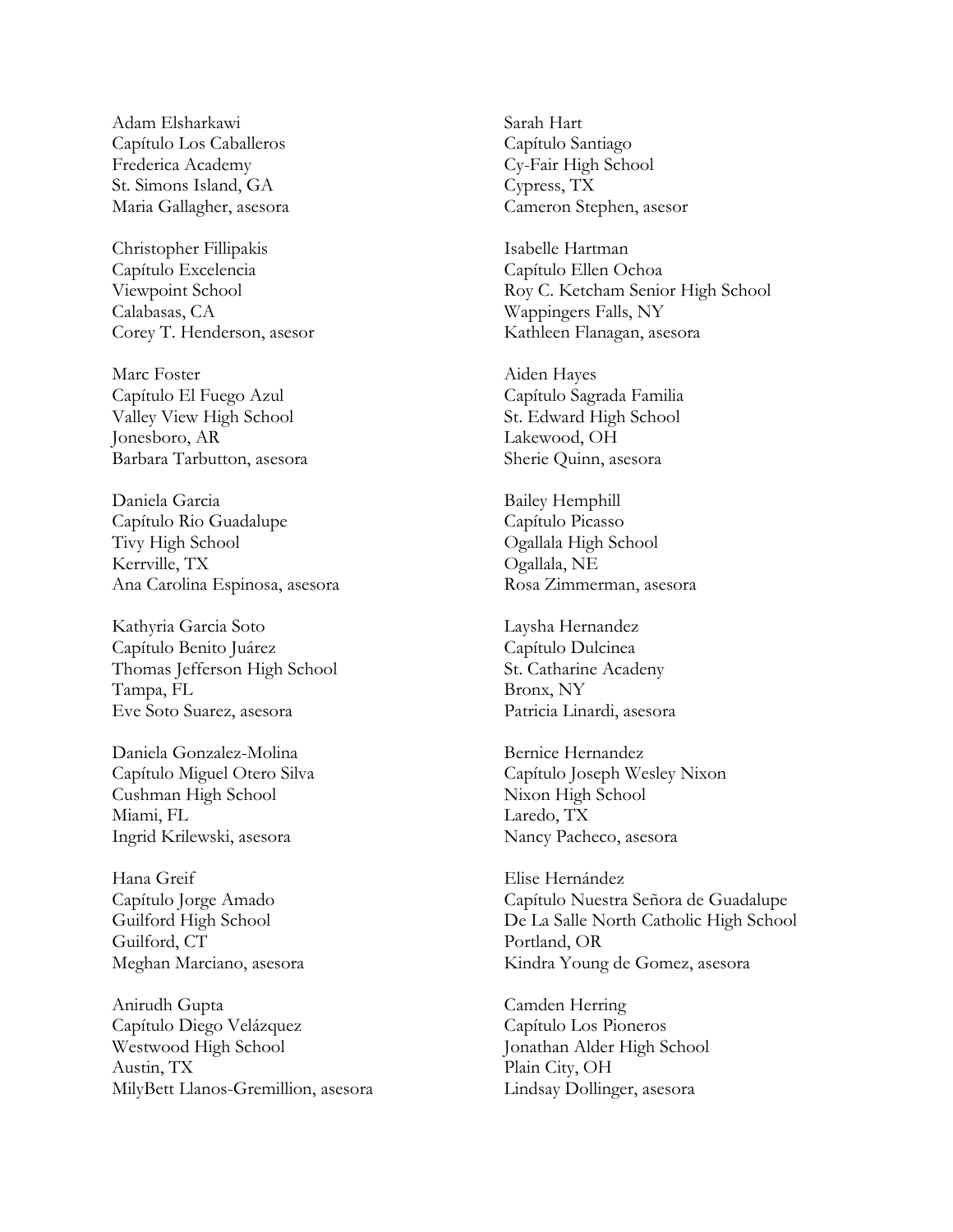Adam Elsharkawi
Capítulo Los Caballeros
Frederica Academy
St. Simons Island, GA
Maria Gallagher, asesora

Christopher Fillipakis
Capítulo Excelencia
Viewpoint School
Calabasas, CA
Corey T. Henderson, asesor

Marc Foster
Capítulo El Fuego Azul
Valley View High School
Jonesboro, AR
Barbara Tarbutton, asesora

Daniela Garcia
Capítulo Rio Guadalupe
Tivy High School
Kerrville, TX
Ana Carolina Espinosa, asesora

Kathyria Garcia Soto
Capítulo Benito Juárez
Thomas Jefferson High School
Tampa, FL
Eve Soto Suarez, asesora

Daniela Gonzalez-Molina
Capítulo Miguel Otero Silva
Cushman High School
Miami, FL
Ingrid Krilewski, asesora

Hana Greif
Capítulo Jorge Amado
Guilford High School
Guilford, CT
Meghan Marciano, asesora

Anirudh Gupta
Capítulo Diego Velázquez
Westwood High School
Austin, TX
MilyBett Llanos-Gremillion, asesora

Sarah Hart
Capítulo Santiago
Cy-Fair High School
Cypress, TX
Cameron Stephen, asesor

Isabelle Hartman
Capítulo Ellen Ochoa
Roy C. Ketcham Senior High School
Wappingers Falls, NY
Kathleen Flanagan, asesora

Aiden Hayes
Capítulo Sagrada Familia
St. Edward High School
Lakewood, OH
Sherie Quinn, asesora

Bailey Hemphill
Capítulo Picasso
Ogallala High School
Ogallala, NE
Rosa Zimmerman, asesora

Laysha Hernandez
Capítulo Dulcinea
St. Catharine Academy
Bronx, NY
Patricia Linardi, asesora

Bernice Hernandez
Capítulo Joseph Wesley Nixon
Nixon High School
Laredo, TX
Nancy Pacheco, asesora

Elise Hernández
Capítulo Nuestra Señora de Guadalupe
De La Salle North Catholic High School
Portland, OR
Kindra Young de Gomez, asesora

Camden Herring
Capítulo Los Pioneros
Jonathan Alder High School
Plain City, OH
Lindsay Dollinger, asesora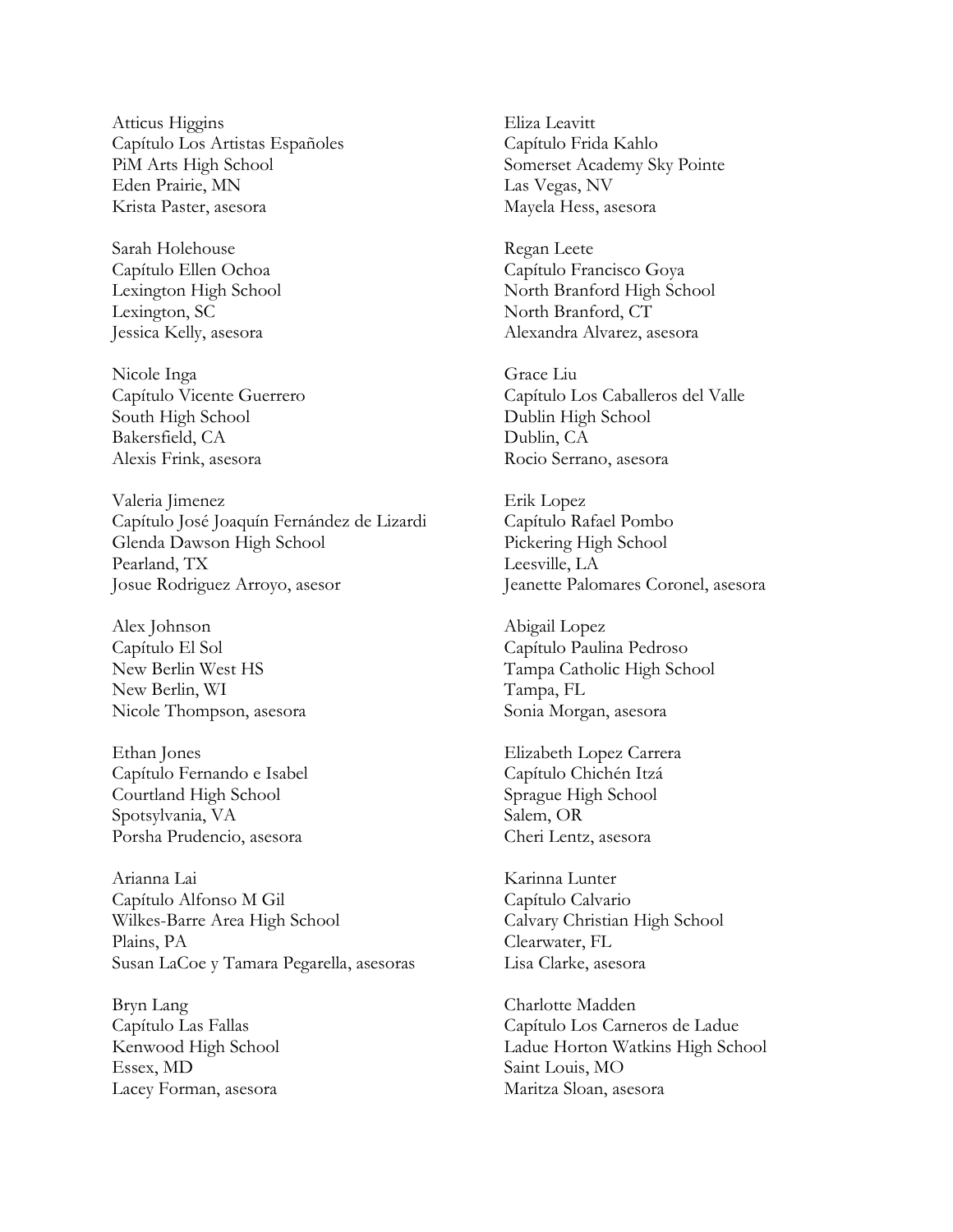Atticus Higgins
Capítulo Los Artistas Españoles
PiM Arts High School
Eden Prairie, MN
Krista Paster, asesora

Sarah Holehouse
Capítulo Ellen Ochoa
Lexington High School
Lexington, SC
Jessica Kelly, asesora

Nicole Inga
Capítulo Vicente Guerrero
South High School
Bakersfield, CA
Alexis Frink, asesora

Valeria Jimenez
Capítulo José Joaquín Fernández de Lizardi
Glenda Dawson High School
Pearland, TX
Josue Rodriguez Arroyo, asesor

Alex Johnson
Capítulo El Sol
New Berlin West HS
New Berlin, WI
Nicole Thompson, asesora

Ethan Jones
Capítulo Fernando e Isabel
Courtland High School
Spotsylvania, VA
Porsha Prudencio, asesora

Arianna Lai
Capítulo Alfonso M Gil
Wilkes-Barre Area High School
Plains, PA
Susan LaCoe y Tamara Pegarella, asesoras

Bryn Lang
Capítulo Las Fallas
Kenwood High School
Essex, MD
Lacey Forman, asesora

Eliza Leavitt
Capítulo Frida Kahlo
Somerset Academy Sky Pointe
Las Vegas, NV
Mayela Hess, asesora

Regan Leete
Capítulo Francisco Goya
North Branford High School
North Branford, CT
Alexandra Alvarez, asesora

Grace Liu
Capítulo Los Caballeros del Valle
Dublin High School
Dublin, CA
Rocio Serrano, asesora

Erik Lopez
Capítulo Rafael Pombo
Pickering High School
Leesville, LA
Jeanette Palomares Coronel, asesora

Abigail Lopez
Capítulo Paulina Pedroso
Tampa Catholic High School
Tampa, FL
Sonia Morgan, asesora

Elizabeth Lopez Carrera
Capítulo Chichén Itzá
Sprague High School
Salem, OR
Cheri Lentz, asesora

Karinna Lunter
Capítulo Calvario
Calvary Christian High School
Clearwater, FL
Lisa Clarke, asesora

Charlotte Madden
Capítulo Los Carneros de Ladue
Ladue Horton Watkins High School
Saint Louis, MO
Maritza Sloan, asesora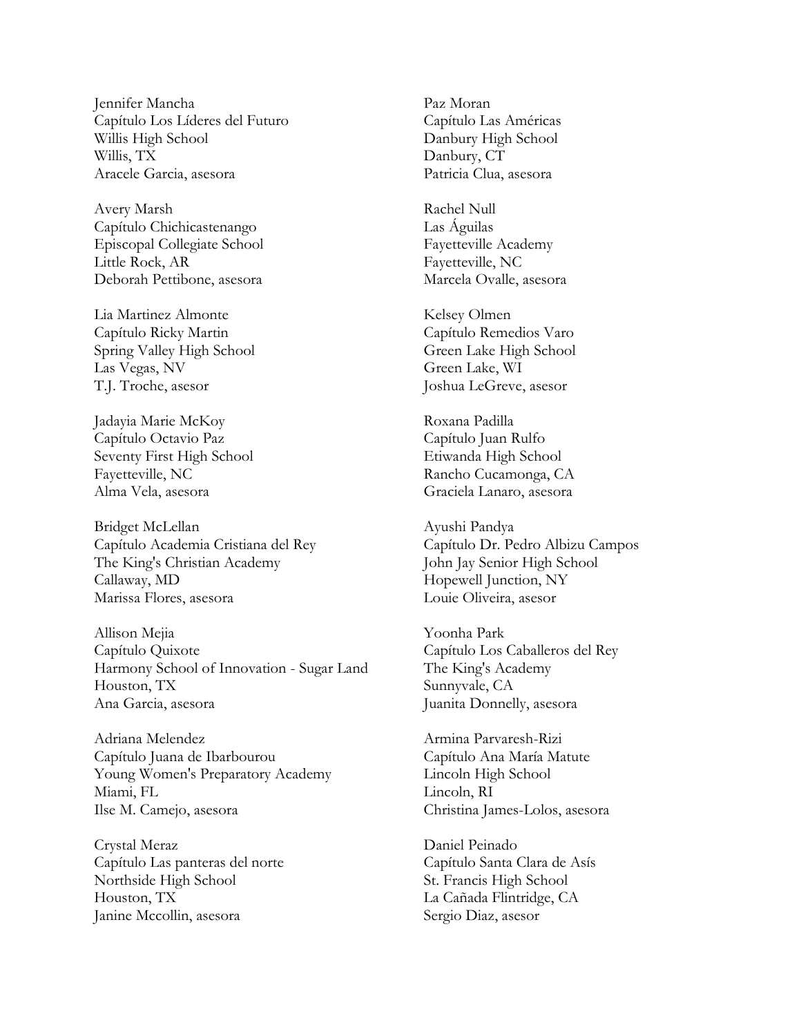Jennifer Mancha
Capítulo Los Líderes del Futuro
Willis High School
Willis, TX
Aracele Garcia, asesora

Avery Marsh
Capítulo Chichicastenango
Episcopal Collegiate School
Little Rock, AR
Deborah Pettibone, asesora

Lia Martinez Almonte
Capítulo Ricky Martin
Spring Valley High School
Las Vegas, NV
T.J. Troche, asesor

Jadayia Marie McKoy
Capítulo Octavio Paz
Seventy First High School
Fayetteville, NC
Alma Vela, asesora

Bridget McLellan
Capítulo Academia Cristiana del Rey
The King's Christian Academy
Callaway, MD
Marissa Flores, asesora

Allison Mejia
Capítulo Quixote
Harmony School of Innovation - Sugar Land
Houston, TX
Ana Garcia, asesora

Adriana Melendez
Capítulo Juana de Ibarbourou
Young Women's Preparatory Academy
Miami, FL
Ilse M. Camejo, asesora

Crystal Meraz
Capítulo Las panteras del norte
Northside High School
Houston, TX
Janine Mccollin, asesora

Paz Moran
Capítulo Las Américas
Danbury High School
Danbury, CT
Patricia Clua, asesora

Rachel Null
Las Águilas
Fayetteville Academy
Fayetteville, NC
Marcela Ovalle, asesora

Kelsey Olmen
Capítulo Remedios Varo
Green Lake High School
Green Lake, WI
Joshua LeGreve, asesor

Roxana Padilla
Capítulo Juan Rulfo
Etiwanda High School
Rancho Cucamonga, CA
Graciela Lanaro, asesora

Ayushi Pandya
Capítulo Dr. Pedro Albizu Campos
John Jay Senior High School
Hopewell Junction, NY
Louie Oliveira, asesor

Yoonha Park
Capítulo Los Caballeros del Rey
The King's Academy
Sunnyvale, CA
Juanita Donnelly, asesora

Armina Parvaresh-Rizi
Capítulo Ana María Matute
Lincoln High School
Lincoln, RI
Christina James-Lolos, asesora

Daniel Peinado
Capítulo Santa Clara de Asís
St. Francis High School
La Cañada Flintridge, CA
Sergio Diaz, asesor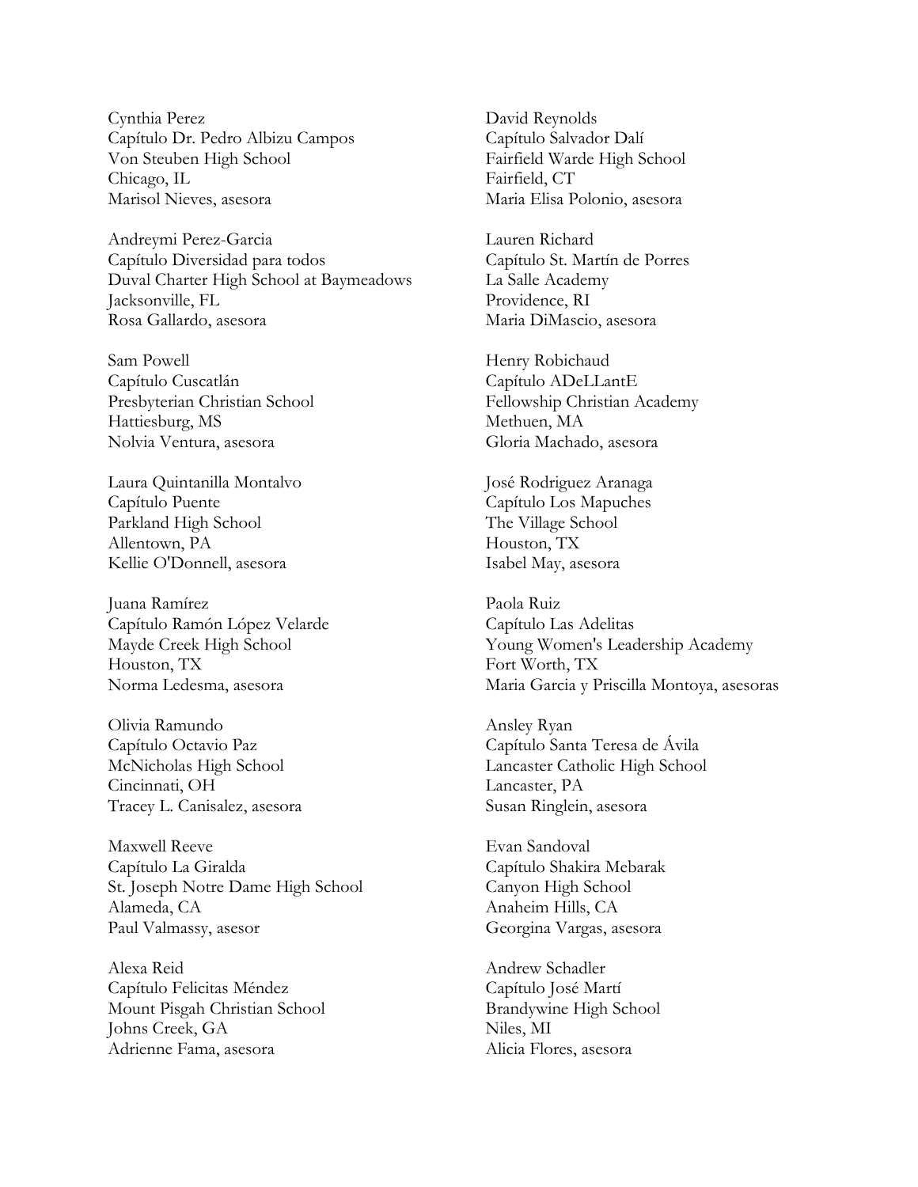Cynthia Perez
Capítulo Dr. Pedro Albizu Campos
Von Steuben High School
Chicago, IL
Marisol Nieves, asesora

Andreymi Perez-Garcia
Capítulo Diversidad para todos
Duval Charter High School at Baymeadows
Jacksonville, FL
Rosa Gallardo, asesora

Sam Powell
Capítulo Cuscatlán
Presbyterian Christian School
Hattiesburg, MS
Nolvia Ventura, asesora

Laura Quintanilla Montalvo
Capítulo Puente
Parkland High School
Allentown, PA
Kellie O'Donnell, asesora

Juana Ramírez
Capítulo Ramón López Velarde
Mayde Creek High School
Houston, TX
Norma Ledesma, asesora

Olivia Ramundo
Capítulo Octavio Paz
McNicholas High School
Cincinnati, OH
Tracey L. Canisalez, asesora

Maxwell Reeve
Capítulo La Giralda
St. Joseph Notre Dame High School
Alameda, CA
Paul Valmassy, asesor

Alexa Reid
Capítulo Felicitas Méndez
Mount Pisgah Christian School
Johns Creek, GA
Adrienne Fama, asesora

David Reynolds
Capítulo Salvador Dalí
Fairfield Warde High School
Fairfield, CT
Maria Elisa Polonio, asesora

Lauren Richard
Capítulo St. Martín de Porres
La Salle Academy
Providence, RI
Maria DiMascio, asesora

Henry Robichaud
Capítulo ADeLLantE
Fellowship Christian Academy
Methuen, MA
Gloria Machado, asesora

José Rodriguez Aranaga
Capítulo Los Mapuches
The Village School
Houston, TX
Isabel May, asesora

Paola Ruiz
Capítulo Las Adelitas
Young Women's Leadership Academy
Fort Worth, TX
Maria Garcia y Priscilla Montoya, asesoras

Ansley Ryan
Capítulo Santa Teresa de Ávila
Lancaster Catholic High School
Lancaster, PA
Susan Ringlein, asesora

Evan Sandoval
Capítulo Shakira Mebarak
Canyon High School
Anaheim Hills, CA
Georgina Vargas, asesora

Andrew Schadler
Capítulo José Martí
Brandywine High School
Niles, MI
Alicia Flores, asesora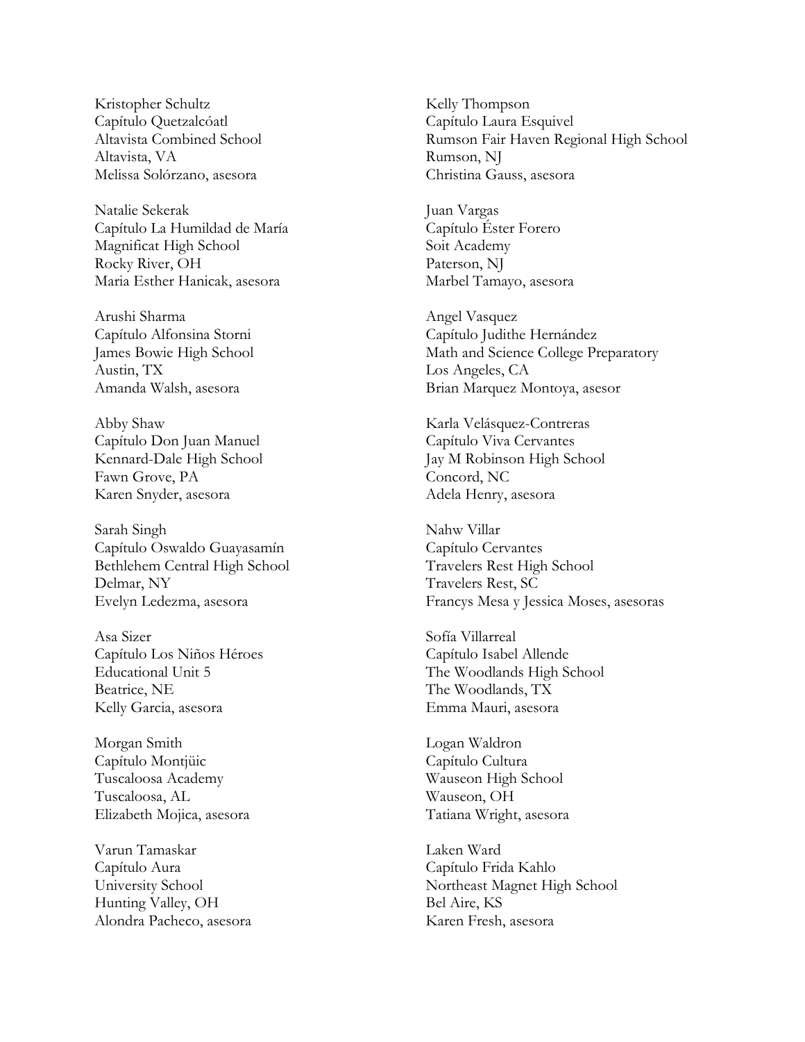Kristopher Schultz
Capítulo Quetzalcóatl
Altavista Combined School
Altavista, VA
Melissa Solórzano, asesora

Natalie Sekerak
Capítulo La Humildad de María
Magnificat High School
Rocky River, OH
Maria Esther Hanicak, asesora

Arushi Sharma
Capítulo Alfonsina Storni
James Bowie High School
Austin, TX
Amanda Walsh, asesora

Abby Shaw
Capítulo Don Juan Manuel
Kennard-Dale High School
Fawn Grove, PA
Karen Snyder, asesora

Sarah Singh
Capítulo Oswaldo Guayasamín
Bethlehem Central High School
Delmar, NY
Evelyn Ledezma, asesora

Asa Sizer
Capítulo Los Niños Héroes
Educational Unit 5
Beatrice, NE
Kelly Garcia, asesora

Morgan Smith
Capítulo Montjüic
Tuscaloosa Academy
Tuscaloosa, AL
Elizabeth Mojica, asesora

Varun Tamaskar
Capítulo Aura
University School
Hunting Valley, OH
Alondra Pacheco, asesora

Kelly Thompson
Capítulo Laura Esquivel
Rumson Fair Haven Regional High School
Rumson, NJ
Christina Gauss, asesora

Juan Vargas
Capítulo Éster Forero
Soit Academy
Paterson, NJ
Marbel Tamayo, asesora

Angel Vasquez
Capítulo Judithe Hernández
Math and Science College Preparatory
Los Angeles, CA
Brian Marquez Montoya, asesor

Karla Velásquez-Contreras
Capítulo Viva Cervantes
Jay M Robinson High School
Concord, NC
Adela Henry, asesora

Nahw Villar
Capítulo Cervantes
Travelers Rest High School
Travelers Rest, SC
Francys Mesa y Jessica Moses, asesoras

Sofía Villarreal
Capítulo Isabel Allende
The Woodlands High School
The Woodlands, TX
Emma Mauri, asesora

Logan Waldron
Capítulo Cultura
Wauseon High School
Wauseon, OH
Tatiana Wright, asesora

Laken Ward
Capítulo Frida Kahlo
Northeast Magnet High School
Bel Aire, KS
Karen Fresh, asesora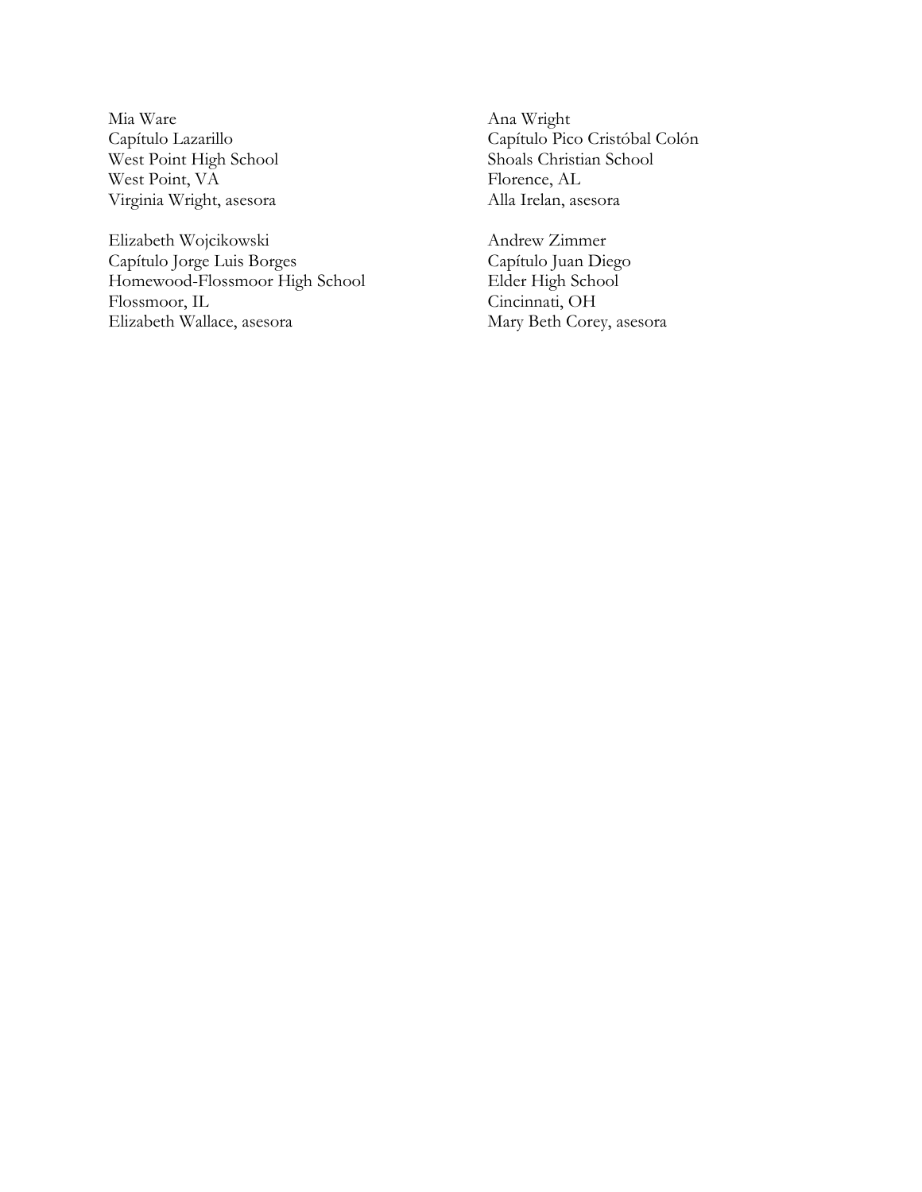Mia Ware
Capítulo Lazarillo
West Point High School
West Point, VA
Virginia Wright, asesora

Elizabeth Wojcikowski
Capítulo Jorge Luis Borges
Homewood-Flossmoor High School
Flossmoor, IL
Elizabeth Wallace, asesora

Ana Wright
Capítulo Pico Cristóbal Colón
Shoals Christian School
Florence, AL
Alla Irelan, asesora

Andrew Zimmer
Capítulo Juan Diego
Elder High School
Cincinnati, OH
Mary Beth Corey, asesora